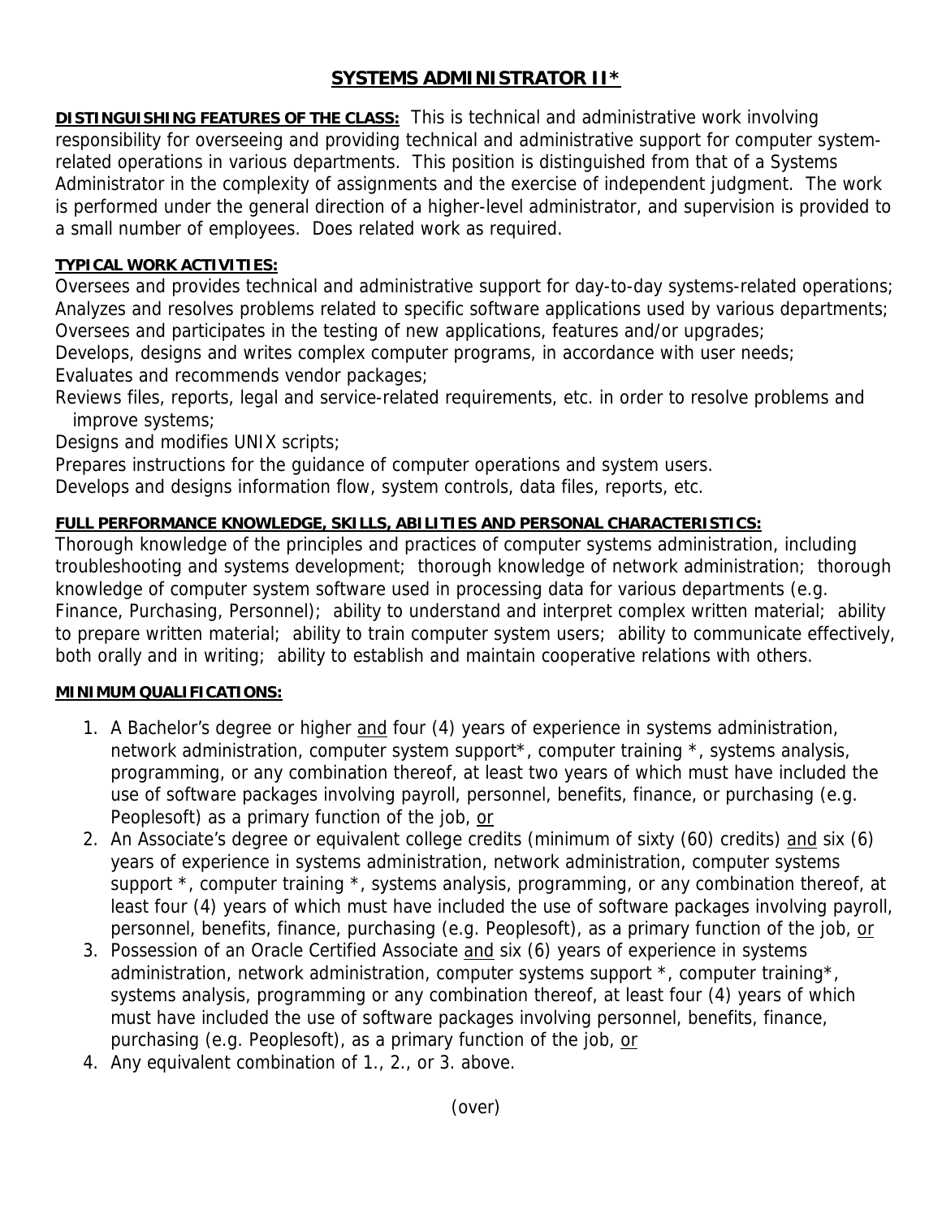# SYSTEMS ADMINISTRATOR II*

**DISTINGUISHING FEATURES OF THE CLASS:** This is technical and administrative work involving responsibility for overseeing and providing technical and administrative support for computer system-related operations in various departments. This position is distinguished from that of a Systems Administrator in the complexity of assignments and the exercise of independent judgment. The work is performed under the general direction of a higher-level administrator, and supervision is provided to a small number of employees. Does related work as required.

**TYPICAL WORK ACTIVITIES:**

Oversees and provides technical and administrative support for day-to-day systems-related operations;
Analyzes and resolves problems related to specific software applications used by various departments;
Oversees and participates in the testing of new applications, features and/or upgrades;
Develops, designs and writes complex computer programs, in accordance with user needs;
Evaluates and recommends vendor packages;
Reviews files, reports, legal and service-related requirements, etc. in order to resolve problems and improve systems;
Designs and modifies UNIX scripts;
Prepares instructions for the guidance of computer operations and system users.
Develops and designs information flow, system controls, data files, reports, etc.

**FULL PERFORMANCE KNOWLEDGE, SKILLS, ABILITIES AND PERSONAL CHARACTERISTICS:**

Thorough knowledge of the principles and practices of computer systems administration, including troubleshooting and systems development; thorough knowledge of network administration; thorough knowledge of computer system software used in processing data for various departments (e.g. Finance, Purchasing, Personnel); ability to understand and interpret complex written material; ability to prepare written material; ability to train computer system users; ability to communicate effectively, both orally and in writing; ability to establish and maintain cooperative relations with others.

**MINIMUM QUALIFICATIONS:**

1. A Bachelor's degree or higher and four (4) years of experience in systems administration, network administration, computer system support*, computer training *, systems analysis, programming, or any combination thereof, at least two years of which must have included the use of software packages involving payroll, personnel, benefits, finance, or purchasing (e.g. Peoplesoft) as a primary function of the job, or
2. An Associate's degree or equivalent college credits (minimum of sixty (60) credits) and six (6) years of experience in systems administration, network administration, computer systems support *, computer training *, systems analysis, programming, or any combination thereof, at least four (4) years of which must have included the use of software packages involving payroll, personnel, benefits, finance, purchasing (e.g. Peoplesoft), as a primary function of the job, or
3. Possession of an Oracle Certified Associate and six (6) years of experience in systems administration, network administration, computer systems support *, computer training*, systems analysis, programming or any combination thereof, at least four (4) years of which must have included the use of software packages involving personnel, benefits, finance, purchasing (e.g. Peoplesoft), as a primary function of the job, or
4. Any equivalent combination of 1., 2., or 3. above.

(over)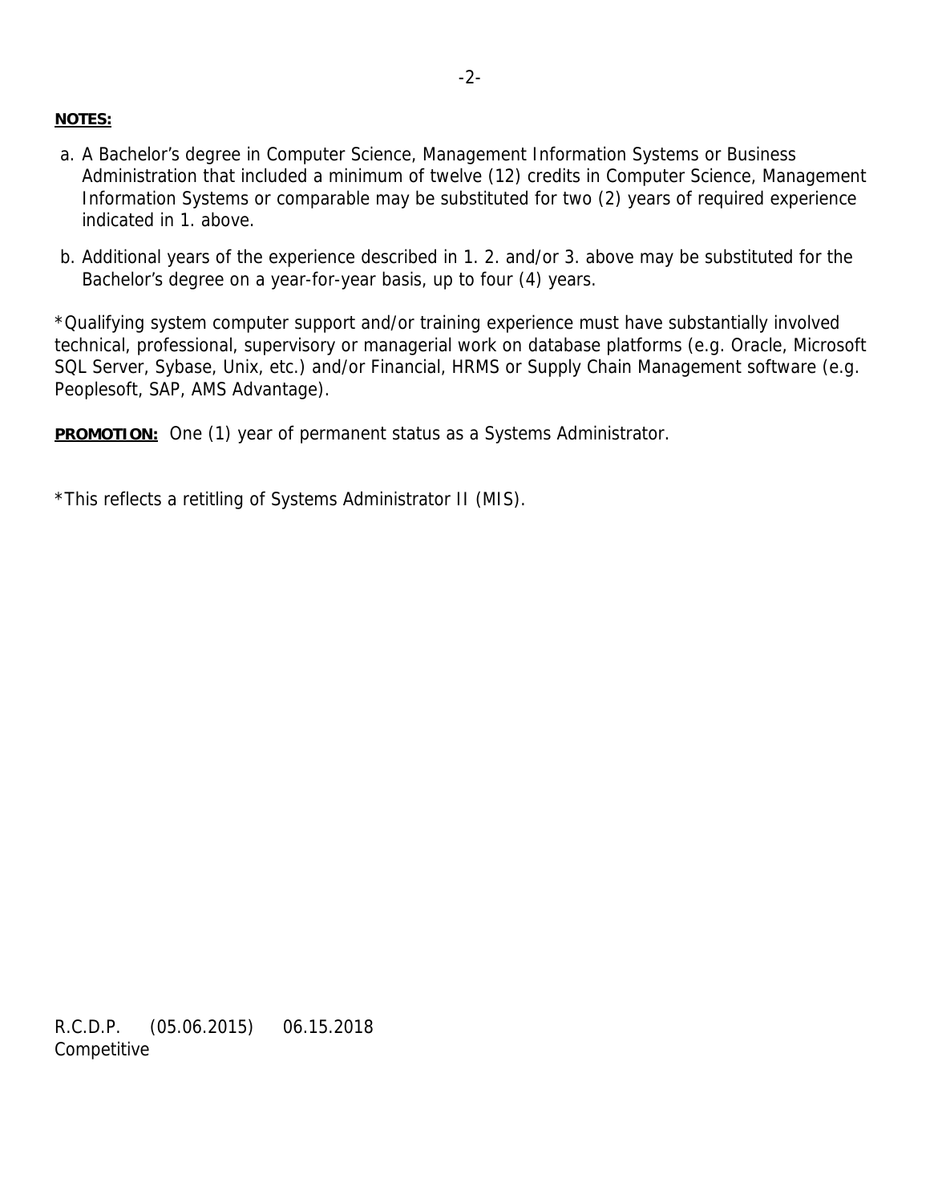**NOTES:**

a. A Bachelor's degree in Computer Science, Management Information Systems or Business Administration that included a minimum of twelve (12) credits in Computer Science, Management Information Systems or comparable may be substituted for two (2) years of required experience indicated in 1. above.

b. Additional years of the experience described in 1. 2. and/or 3. above may be substituted for the Bachelor's degree on a year-for-year basis, up to four (4) years.

*Qualifying system computer support and/or training experience must have substantially involved technical, professional, supervisory or managerial work on database platforms (e.g. Oracle, Microsoft SQL Server, Sybase, Unix, etc.) and/or Financial, HRMS or Supply Chain Management software (e.g. Peoplesoft, SAP, AMS Advantage).

**PROMOTION:** One (1) year of permanent status as a Systems Administrator.

*This reflects a retitling of Systems Administrator II (MIS).

R.C.D.P. (05.06.2015) 06.15.2018
Competitive